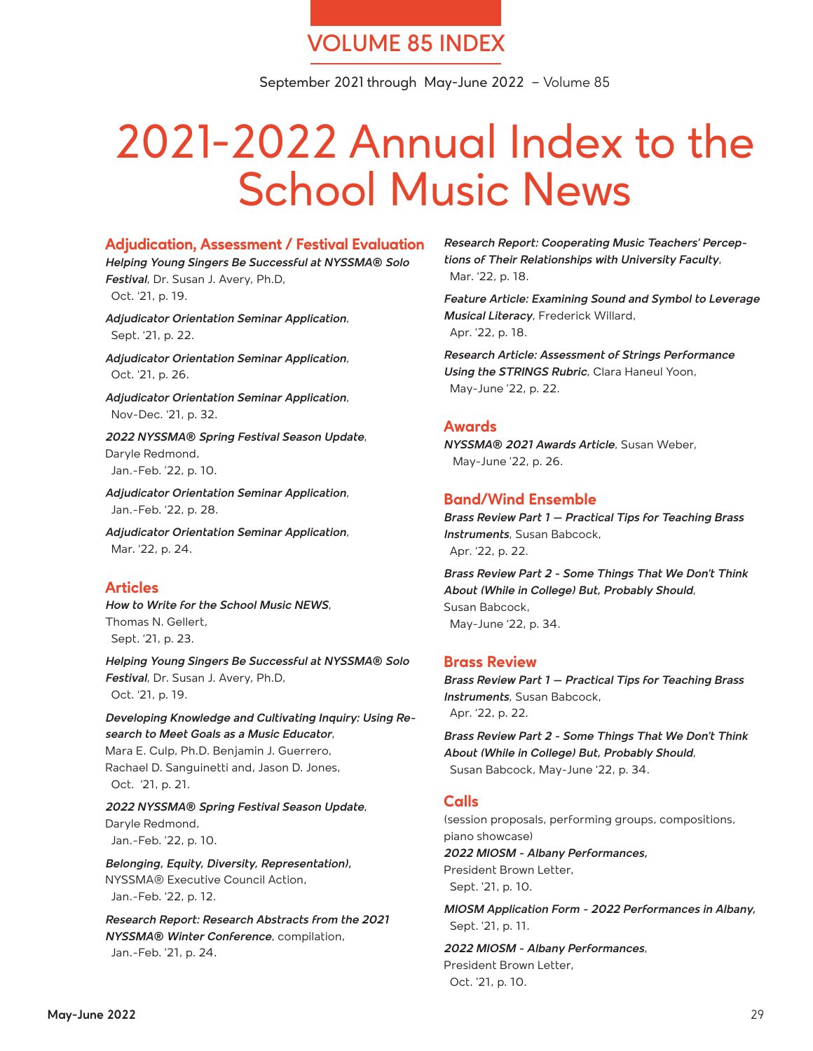# VOLUME 85 INDEX

September 2021 through May-June 2022 – Volume 85

# 2021-2022 Annual Index to the School Music News

## Adjudication, Assessment / Festival Evaluation

***Helping Young Singers Be Successful at NYSSMA® Solo Festival***, Dr. Susan J. Avery, Ph.D, Oct. '21, p. 19.

***Adjudicator Orientation Seminar Application***, Sept. '21, p. 22.

***Adjudicator Orientation Seminar Application***, Oct. '21, p. 26.

***Adjudicator Orientation Seminar Application***, Nov-Dec. '21, p. 32.

***2022 NYSSMA® Spring Festival Season Update***, Daryle Redmond, Jan.-Feb. '22, p. 10.

***Adjudicator Orientation Seminar Application***, Jan.-Feb. '22, p. 28.

***Adjudicator Orientation Seminar Application***, Mar. '22, p. 24.

## Articles

***How to Write for the School Music NEWS***, Thomas N. Gellert, Sept. '21, p. 23.

***Helping Young Singers Be Successful at NYSSMA® Solo Festival***, Dr. Susan J. Avery, Ph.D, Oct. '21, p. 19.

***Developing Knowledge and Cultivating Inquiry: Using Research to Meet Goals as a Music Educator***, Mara E. Culp, Ph.D. Benjamin J. Guerrero, Rachael D. Sanguinetti and, Jason D. Jones, Oct. '21, p. 21.

***2022 NYSSMA® Spring Festival Season Update***, Daryle Redmond, Jan.-Feb. '22, p. 10.

***Belonging, Equity, Diversity, Representation),*** NYSSMA® Executive Council Action, Jan.-Feb. '22, p. 12.

***Research Report: Research Abstracts from the 2021 NYSSMA® Winter Conference***, compilation, Jan.-Feb. '21, p. 24.

***Research Report: Cooperating Music Teachers' Perceptions of Their Relationships with University Faculty***, Mar. '22, p. 18.

***Feature Article: Examining Sound and Symbol to Leverage Musical Literacy***, Frederick Willard, Apr. '22, p. 18.

***Research Article: Assessment of Strings Performance Using the STRINGS Rubric***, Clara Haneul Yoon, May-June '22, p. 22.

## Awards

***NYSSMA® 2021 Awards Article***, Susan Weber, May-June '22, p. 26.

## Band/Wind Ensemble

***Brass Review Part 1 — Practical Tips for Teaching Brass Instruments***, Susan Babcock, Apr. '22, p. 22.

***Brass Review Part 2 - Some Things That We Don't Think About (While in College) But, Probably Should***, Susan Babcock, May-June '22, p. 34.

## Brass Review

***Brass Review Part 1 — Practical Tips for Teaching Brass Instruments***, Susan Babcock, Apr. '22, p. 22.

***Brass Review Part 2 - Some Things That We Don't Think About (While in College) But, Probably Should***, Susan Babcock, May-June '22, p. 34.

## Calls

(session proposals, performing groups, compositions, piano showcase)

***2022 MIOSM - Albany Performances,*** President Brown Letter, Sept. '21, p. 10.

***MIOSM Application Form - 2022 Performances in Albany,*** Sept. '21, p. 11.

***2022 MIOSM - Albany Performances***, President Brown Letter, Oct. '21, p. 10.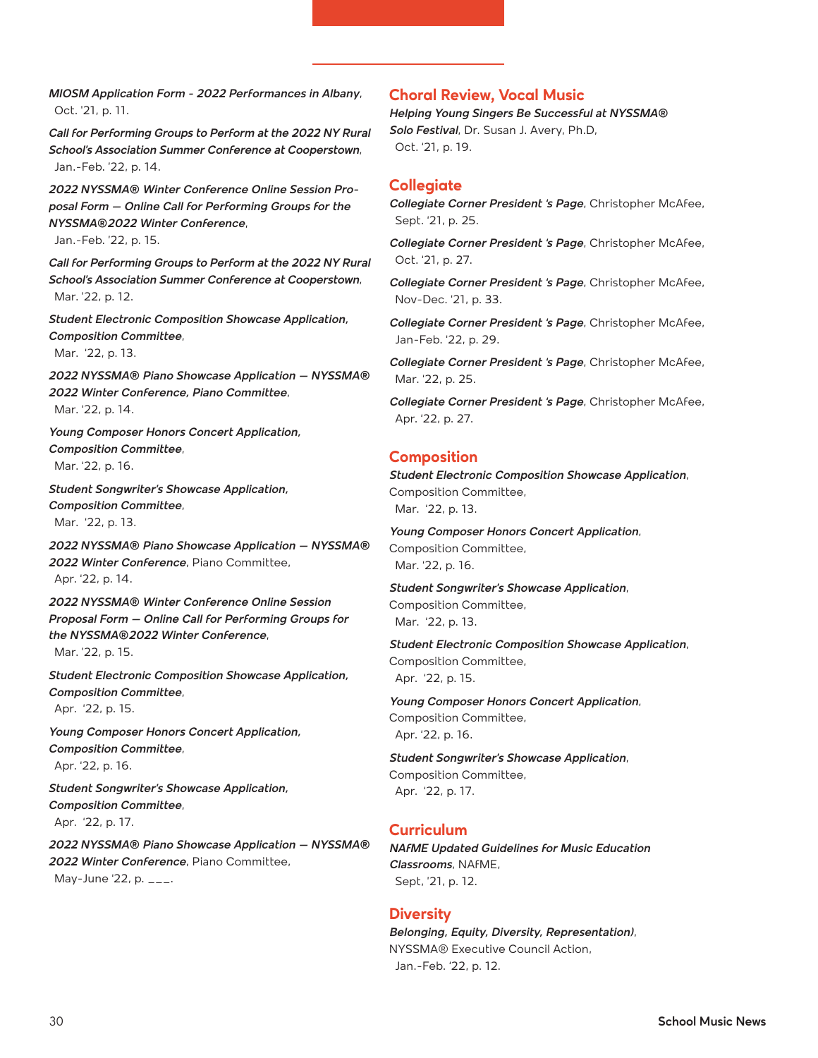*MIOSM Application Form - 2022 Performances in Albany*, Oct. '21, p. 11.

*Call for Performing Groups to Perform at the 2022 NY Rural School's Association Summer Conference at Cooperstown*, Jan.-Feb. '22, p. 14.

*2022 NYSSMA® Winter Conference Online Session Proposal Form — Online Call for Performing Groups for the NYSSMA®2022 Winter Conference*, Jan.-Feb. '22, p. 15.

*Call for Performing Groups to Perform at the 2022 NY Rural School's Association Summer Conference at Cooperstown*, Mar. '22, p. 12.

*Student Electronic Composition Showcase Application, Composition Committee*, Mar. '22, p. 13.

*2022 NYSSMA® Piano Showcase Application — NYSSMA® 2022 Winter Conference, Piano Committee*, Mar. '22, p. 14.

*Young Composer Honors Concert Application, Composition Committee*, Mar. '22, p. 16.

*Student Songwriter's Showcase Application, Composition Committee*, Mar. '22, p. 13.

*2022 NYSSMA® Piano Showcase Application — NYSSMA® 2022 Winter Conference*, Piano Committee, Apr. '22, p. 14.

*2022 NYSSMA® Winter Conference Online Session Proposal Form — Online Call for Performing Groups for the NYSSMA®2022 Winter Conference*, Mar. '22, p. 15.

*Student Electronic Composition Showcase Application, Composition Committee*, Apr. '22, p. 15.

*Young Composer Honors Concert Application, Composition Committee*, Apr. '22, p. 16.

*Student Songwriter's Showcase Application, Composition Committee*, Apr. '22, p. 17.

*2022 NYSSMA® Piano Showcase Application — NYSSMA® 2022 Winter Conference*, Piano Committee, May-June '22, p. ___.

## Choral Review, Vocal Music

***Helping Young Singers Be Successful at NYSSMA® Solo Festival***, Dr. Susan J. Avery, Ph.D, Oct. '21, p. 19.

## Collegiate

***Collegiate Corner President 's Page***, Christopher McAfee, Sept. '21, p. 25.

***Collegiate Corner President 's Page***, Christopher McAfee, Oct. '21, p. 27.

***Collegiate Corner President 's Page***, Christopher McAfee, Nov-Dec. '21, p. 33.

***Collegiate Corner President 's Page***, Christopher McAfee, Jan-Feb. '22, p. 29.

***Collegiate Corner President 's Page***, Christopher McAfee, Mar. '22, p. 25.

***Collegiate Corner President 's Page***, Christopher McAfee, Apr. '22, p. 27.

## Composition

***Student Electronic Composition Showcase Application***, Composition Committee, Mar. '22, p. 13.

***Young Composer Honors Concert Application***, Composition Committee, Mar. '22, p. 16.

***Student Songwriter's Showcase Application***, Composition Committee, Mar. '22, p. 13.

***Student Electronic Composition Showcase Application***, Composition Committee, Apr. '22, p. 15.

***Young Composer Honors Concert Application***, Composition Committee, Apr. '22, p. 16.

***Student Songwriter's Showcase Application***, Composition Committee, Apr. '22, p. 17.

## Curriculum

***NAfME Updated Guidelines for Music Education Classrooms***, NAfME, Sept, '21, p. 12.

## Diversity

***Belonging, Equity, Diversity, Representation)***, NYSSMA® Executive Council Action, Jan.-Feb. '22, p. 12.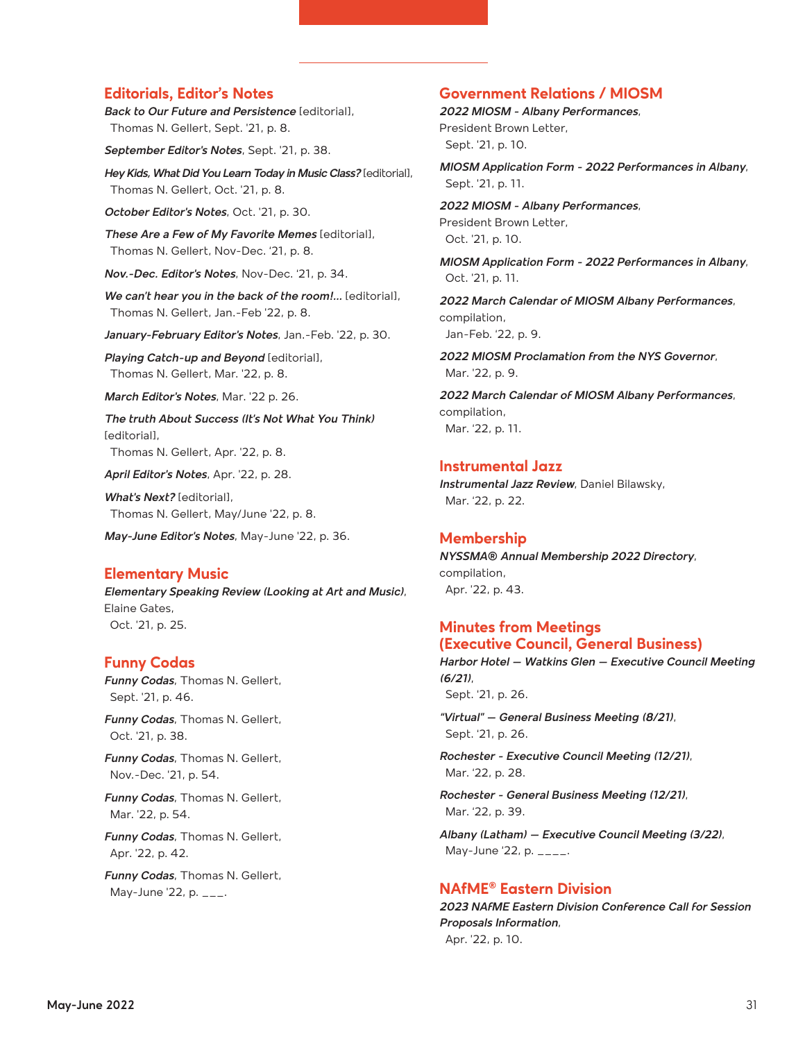## Editorials, Editor's Notes

***Back to Our Future and Persistence*** [editorial], Thomas N. Gellert, Sept. '21, p. 8.

***September Editor's Notes***, Sept. '21, p. 38.

***Hey Kids, What Did You Learn Today in Music Class?*** [editorial], Thomas N. Gellert, Oct. '21, p. 8.

***October Editor's Notes***, Oct. '21, p. 30.

***These Are a Few of My Favorite Memes*** [editorial], Thomas N. Gellert, Nov-Dec. '21, p. 8.

***Nov.-Dec. Editor's Notes***, Nov-Dec. '21, p. 34.

***We can't hear you in the back of the room!...*** [editorial], Thomas N. Gellert, Jan.-Feb '22, p. 8.

***January-February Editor's Notes***, Jan.-Feb. '22, p. 30.

***Playing Catch-up and Beyond*** [editorial], Thomas N. Gellert, Mar. '22, p. 8.

***March Editor's Notes***, Mar. '22 p. 26.

***The truth About Success (It's Not What You Think)*** [editorial], Thomas N. Gellert, Apr. '22, p. 8.

***April Editor's Notes***, Apr. '22, p. 28.

***What's Next?*** [editorial], Thomas N. Gellert, May/June '22, p. 8.

***May-June Editor's Notes***, May-June '22, p. 36.

## Elementary Music

***Elementary Speaking Review (Looking at Art and Music)***, Elaine Gates, Oct. '21, p. 25.

## Funny Codas

***Funny Codas***, Thomas N. Gellert, Sept. '21, p. 46.

***Funny Codas***, Thomas N. Gellert, Oct. '21, p. 38.

***Funny Codas***, Thomas N. Gellert, Nov.-Dec. '21, p. 54.

***Funny Codas***, Thomas N. Gellert, Mar. '22, p. 54.

***Funny Codas***, Thomas N. Gellert, Apr. '22, p. 42.

***Funny Codas***, Thomas N. Gellert, May-June '22, p. ___.

## Government Relations / MIOSM

***2022 MIOSM - Albany Performances***, President Brown Letter, Sept. '21, p. 10.

***MIOSM Application Form - 2022 Performances in Albany***, Sept. '21, p. 11.

***2022 MIOSM - Albany Performances***, President Brown Letter, Oct. '21, p. 10.

***MIOSM Application Form - 2022 Performances in Albany***, Oct. '21, p. 11.

***2022 March Calendar of MIOSM Albany Performances***, compilation, Jan-Feb. '22, p. 9.

***2022 MIOSM Proclamation from the NYS Governor***, Mar. '22, p. 9.

***2022 March Calendar of MIOSM Albany Performances***, compilation, Mar. '22, p. 11.

## Instrumental Jazz

***Instrumental Jazz Review***, Daniel Bilawsky, Mar. '22, p. 22.

## Membership

***NYSSMA® Annual Membership 2022 Directory***, compilation, Apr. '22, p. 43.

## Minutes from Meetings (Executive Council, General Business)

***Harbor Hotel — Watkins Glen — Executive Council Meeting (6/21)***, Sept. '21, p. 26.

***"Virtual" — General Business Meeting (8/21)***, Sept. '21, p. 26.

***Rochester - Executive Council Meeting (12/21)***, Mar. '22, p. 28.

***Rochester - General Business Meeting (12/21)***, Mar. '22, p. 39.

***Albany (Latham) — Executive Council Meeting (3/22)***, May-June '22, p. ____.

## NAfME® Eastern Division

***2023 NAfME Eastern Division Conference Call for Session Proposals Information***, Apr. '22, p. 10.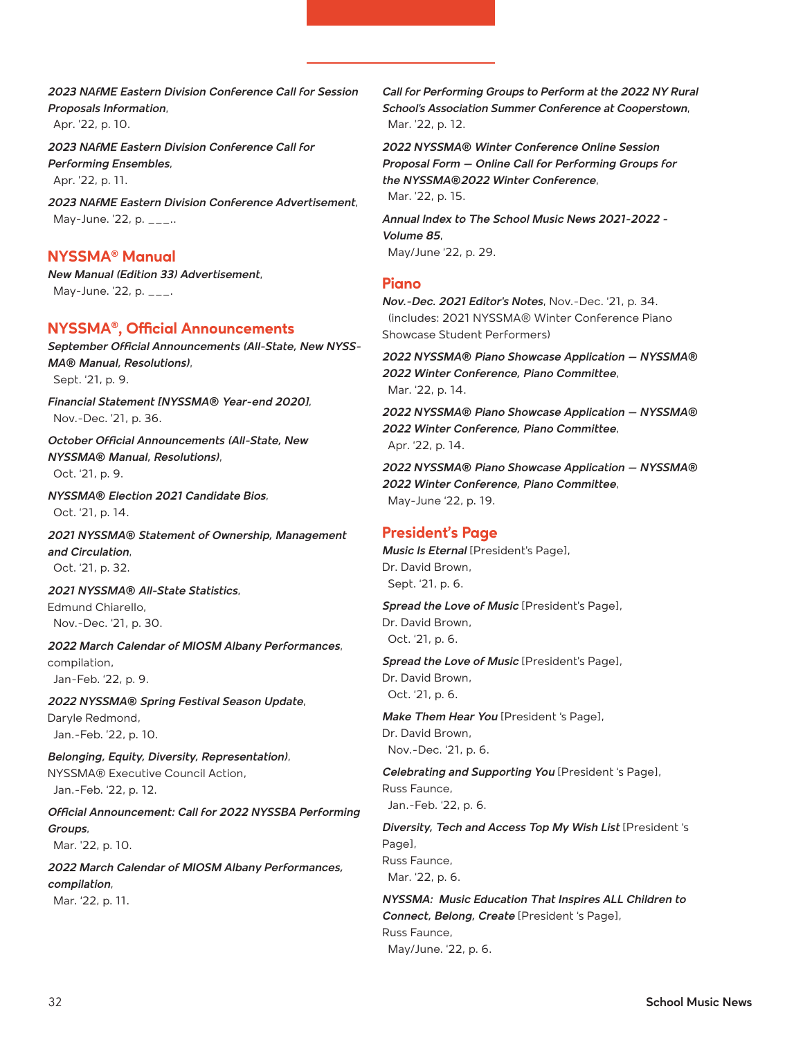*2023 NAfME Eastern Division Conference Call for Session Proposals Information*,
Apr. '22, p. 10.

*2023 NAfME Eastern Division Conference Call for Performing Ensembles*,
Apr. '22, p. 11.

*2023 NAfME Eastern Division Conference Advertisement*,
May-June. '22, p. ___..

## NYSSMA® Manual

*New Manual (Edition 33) Advertisement*,
May-June. '22, p. ___.

## NYSSMA®, Official Announcements

*September Official Announcements (All-State, New NYSSMA® Manual, Resolutions)*,
Sept. '21, p. 9.

*Financial Statement [NYSSMA® Year-end 2020]*,
Nov.-Dec. '21, p. 36.

*October Official Announcements (All-State, New NYSSMA® Manual, Resolutions)*,
Oct. '21, p. 9.

*NYSSMA® Election 2021 Candidate Bios*,
Oct. '21, p. 14.

*2021 NYSSMA® Statement of Ownership, Management and Circulation*,
Oct. '21, p. 32.

*2021 NYSSMA® All-State Statistics*,
Edmund Chiarello,
Nov.-Dec. '21, p. 30.

*2022 March Calendar of MIOSM Albany Performances*,
compilation,
Jan-Feb. '22, p. 9.

*2022 NYSSMA® Spring Festival Season Update*,
Daryle Redmond,
Jan.-Feb. '22, p. 10.

*Belonging, Equity, Diversity, Representation)*,
NYSSMA® Executive Council Action,
Jan.-Feb. '22, p. 12.

*Official Announcement: Call for 2022 NYSSBA Performing Groups*,
Mar. '22, p. 10.

*2022 March Calendar of MIOSM Albany Performances, compilation*,
Mar. '22, p. 11.

*Call for Performing Groups to Perform at the 2022 NY Rural School's Association Summer Conference at Cooperstown*,
Mar. '22, p. 12.

*2022 NYSSMA® Winter Conference Online Session Proposal Form — Online Call for Performing Groups for the NYSSMA®2022 Winter Conference*,
Mar. '22, p. 15.

*Annual Index to The School Music News 2021-2022 - Volume 85*,
May/June '22, p. 29.

## Piano

***Nov.-Dec. 2021 Editor's Notes***, Nov.-Dec. '21, p. 34.
(includes: 2021 NYSSMA® Winter Conference Piano Showcase Student Performers)

*2022 NYSSMA® Piano Showcase Application — NYSSMA® 2022 Winter Conference, Piano Committee*,
Mar. '22, p. 14.

*2022 NYSSMA® Piano Showcase Application — NYSSMA® 2022 Winter Conference, Piano Committee*,
Apr. '22, p. 14.

*2022 NYSSMA® Piano Showcase Application — NYSSMA® 2022 Winter Conference, Piano Committee*,
May-June '22, p. 19.

## President's Page

***Music Is Eternal*** [President's Page],
Dr. David Brown,
Sept. '21, p. 6.

***Spread the Love of Music*** [President's Page],
Dr. David Brown,
Oct. '21, p. 6.

***Spread the Love of Music*** [President's Page],
Dr. David Brown,
Oct. '21, p. 6.

***Make Them Hear You*** [President 's Page],
Dr. David Brown,
Nov.-Dec. '21, p. 6.

***Celebrating and Supporting You*** [President 's Page],
Russ Faunce,
Jan.-Feb. '22, p. 6.

***Diversity, Tech and Access Top My Wish List*** [President 's Page],
Russ Faunce,
Mar. '22, p. 6.

***NYSSMA: Music Education That Inspires ALL Children to Connect, Belong, Create*** [President 's Page],
Russ Faunce,
May/June. '22, p. 6.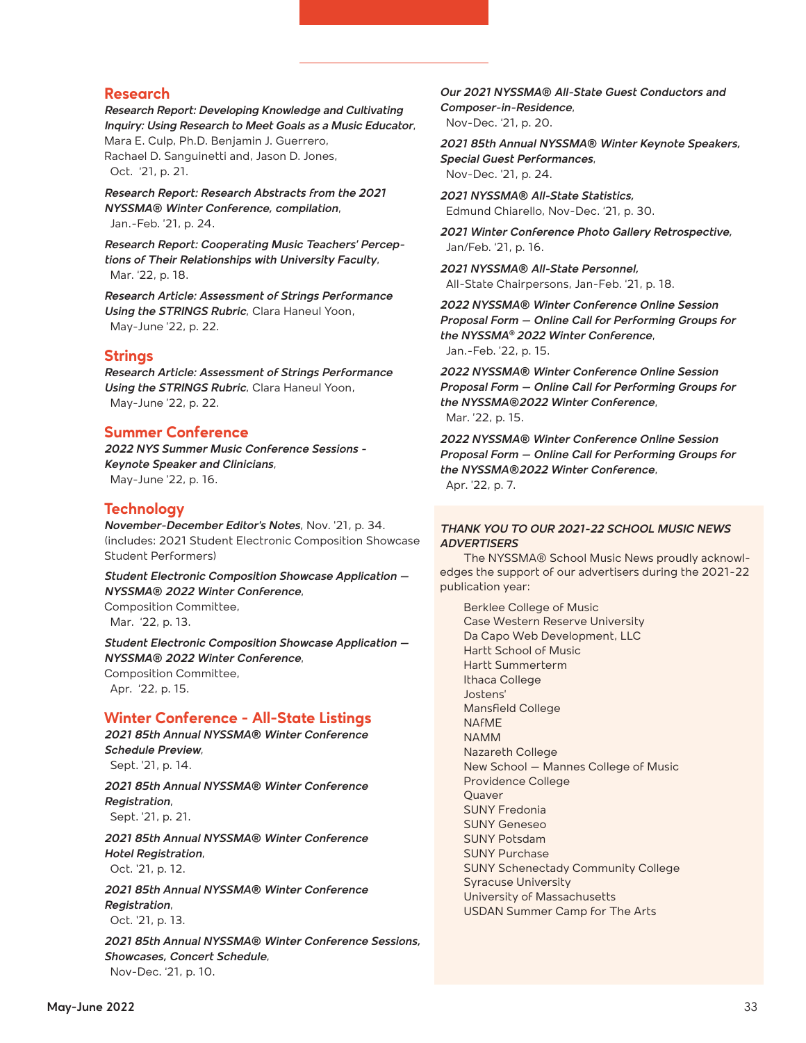## Research

***Research Report: Developing Knowledge and Cultivating Inquiry: Using Research to Meet Goals as a Music Educator***, Mara E. Culp, Ph.D. Benjamin J. Guerrero, Rachael D. Sanguinetti and, Jason D. Jones, Oct. '21, p. 21.

***Research Report: Research Abstracts from the 2021 NYSSMA® Winter Conference, compilation***, Jan.-Feb. '21, p. 24.

***Research Report: Cooperating Music Teachers' Perceptions of Their Relationships with University Faculty***, Mar. '22, p. 18.

***Research Article: Assessment of Strings Performance Using the STRINGS Rubric***, Clara Haneul Yoon, May-June '22, p. 22.

## Strings

***Research Article: Assessment of Strings Performance Using the STRINGS Rubric***, Clara Haneul Yoon, May-June '22, p. 22.

## Summer Conference

***2022 NYS Summer Music Conference Sessions - Keynote Speaker and Clinicians***, May-June '22, p. 16.

## Technology

***November-December Editor's Notes***, Nov. '21, p. 34. (includes: 2021 Student Electronic Composition Showcase Student Performers)

***Student Electronic Composition Showcase Application — NYSSMA® 2022 Winter Conference***, Composition Committee, Mar. '22, p. 13.

***Student Electronic Composition Showcase Application — NYSSMA® 2022 Winter Conference***, Composition Committee, Apr. '22, p. 15.

## Winter Conference - All-State Listings

***2021 85th Annual NYSSMA® Winter Conference Schedule Preview***, Sept. '21, p. 14.

***2021 85th Annual NYSSMA® Winter Conference Registration***, Sept. '21, p. 21.

***2021 85th Annual NYSSMA® Winter Conference Hotel Registration***, Oct. '21, p. 12.

***2021 85th Annual NYSSMA® Winter Conference Registration***, Oct. '21, p. 13.

***2021 85th Annual NYSSMA® Winter Conference Sessions, Showcases, Concert Schedule***, Nov-Dec. '21, p. 10.

***Our 2021 NYSSMA® All-State Guest Conductors and Composer-in-Residence***, Nov-Dec. '21, p. 20.

***2021 85th Annual NYSSMA® Winter Keynote Speakers, Special Guest Performances***, Nov-Dec. '21, p. 24.

***2021 NYSSMA® All-State Statistics,*** Edmund Chiarello, Nov-Dec. '21, p. 30.

***2021 Winter Conference Photo Gallery Retrospective,*** Jan/Feb. '21, p. 16.

***2021 NYSSMA® All-State Personnel,*** All-State Chairpersons, Jan-Feb. '21, p. 18.

***2022 NYSSMA® Winter Conference Online Session Proposal Form — Online Call for Performing Groups for the NYSSMA® 2022 Winter Conference***, Jan.-Feb. '22, p. 15.

***2022 NYSSMA® Winter Conference Online Session Proposal Form — Online Call for Performing Groups for the NYSSMA®2022 Winter Conference***, Mar. '22, p. 15.

***2022 NYSSMA® Winter Conference Online Session Proposal Form — Online Call for Performing Groups for the NYSSMA®2022 Winter Conference***, Apr. '22, p. 7.

***THANK YOU TO OUR 2021-22 SCHOOL MUSIC NEWS ADVERTISERS***

The NYSSMA® School Music News proudly acknowledges the support of our advertisers during the 2021-22 publication year:

Berklee College of Music
Case Western Reserve University
Da Capo Web Development, LLC
Hartt School of Music
Hartt Summerterm
Ithaca College
Jostens'
Mansfield College
NAfME
NAMM
Nazareth College
New School — Mannes College of Music
Providence College
Quaver
SUNY Fredonia
SUNY Geneseo
SUNY Potsdam
SUNY Purchase
SUNY Schenectady Community College
Syracuse University
University of Massachusetts
USDAN Summer Camp for The Arts